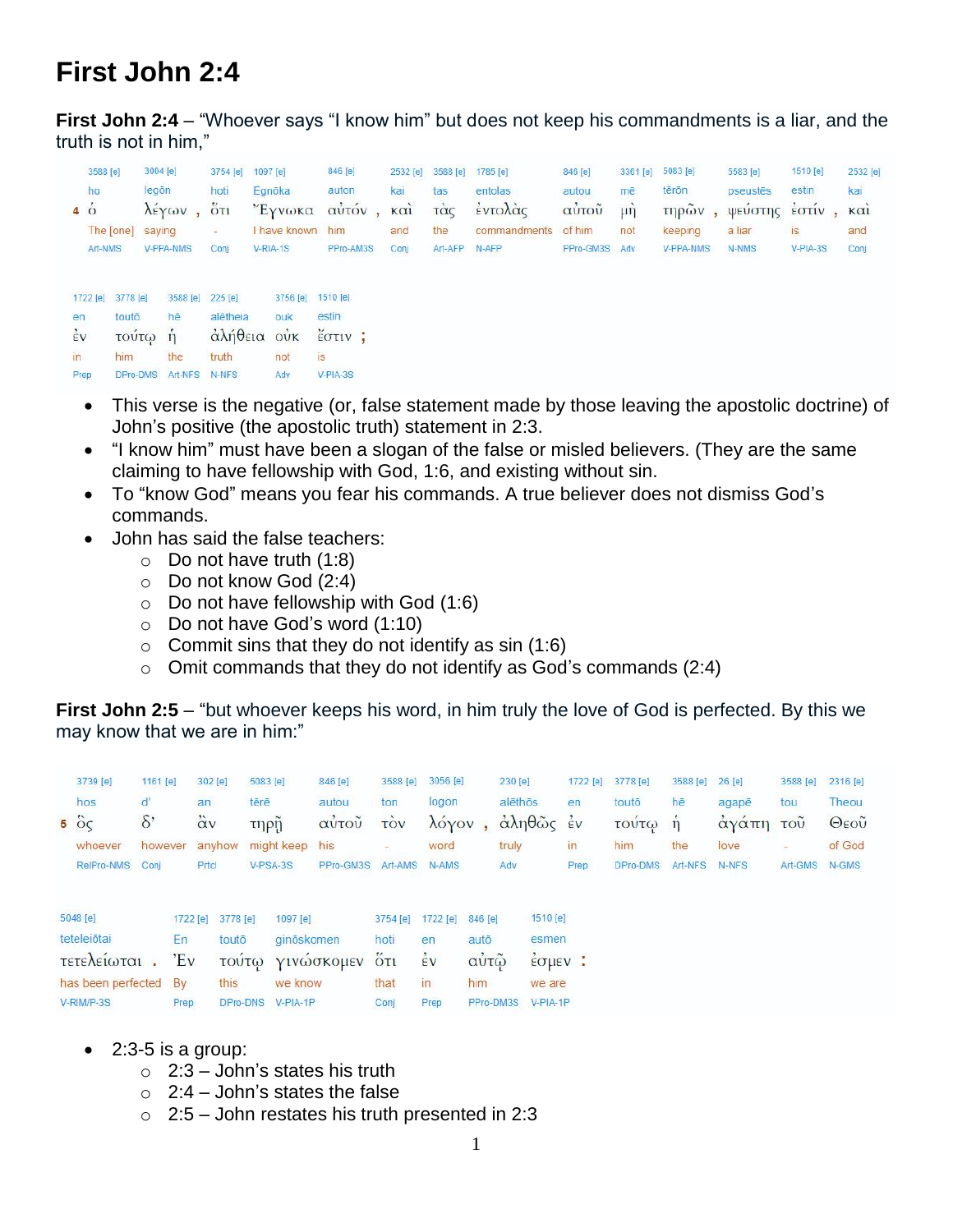# First John 2:4

**First John 2:4** – "Whoever says "I know him" but does not keep his commandments is a liar, and the truth is not in him,"

| | 3588 [e] | 3004 [e] | | 3754 [e] | 1097 [e] | 846 [e] | | 2532 [e] | 3588 [e] | 1785 [e] | 846 [e] | 3361 [e] | 5083 [e] | | 5583 [e] | 1510 [e] | | 2532 [e] |
|---|---|---|---|---|---|---|---|---|---|---|---|---|---|---|---|---|---|---|
| | ho | legōn | | hoti | Egnōka | auton | | kai | tas | entolas | autou | mē | tērōn | | pseustēs | estin | | kai |
| 4 | ὁ | λέγων | , | ὅτι | Ἔγνωκα | αὐτόν | , | καὶ | τὰς | ἐντολὰς | αὐτοῦ | μὴ | τηρῶν | , | ψεύστης | ἐστίν | , | καὶ |
| | The [one] | saying | | - | I have known | him | | and | the | commandments | of him | not | keeping | | a liar | is | | and |
| | Art-NMS | V-PPA-NMS | | Conj | V-RIA-1S | PPro-AM3S | | Conj | Art-AFP | N-AFP | PPro-GM3S | Adv | V-PPA-NMS | | N-NMS | V-PIA-3S | | Conj |

| 1722 [e] | 3778 [e] | 3588 [e] | 225 [e] | 3756 [e] | 1510 [e] | |
|---|---|---|---|---|---|---|
| en | toutō | hē | alētheia | ouk | estin | |
| ἐν | τούτῳ | ἡ | ἀλήθεια | οὐκ | ἔστιν | ; |
| in | him | the | truth | not | is | |
| Prep | DPro-DMS | Art-NFS | N-NFS | Adv | V-PIA-3S | |

- This verse is the negative (or, false statement made by those leaving the apostolic doctrine) of John's positive (the apostolic truth) statement in 2:3.
- "I know him" must have been a slogan of the false or misled believers. (They are the same claiming to have fellowship with God, 1:6, and existing without sin.
- To "know God" means you fear his commands. A true believer does not dismiss God's commands.
- John has said the false teachers:
  - Do not have truth (1:8)
  - Do not know God (2:4)
  - Do not have fellowship with God (1:6)
  - Do not have God's word (1:10)
  - Commit sins that they do not identify as sin (1:6)
  - Omit commands that they do not identify as God's commands (2:4)

**First John 2:5** – "but whoever keeps his word, in him truly the love of God is perfected. By this we may know that we are in him:"

| | 3739 [e] | 1161 [e] | 302 [e] | 5083 [e] | 846 [e] | 3588 [e] | 3056 [e] | | 230 [e] | 1722 [e] | 3778 [e] | 3588 [e] | 26 [e] | 3588 [e] | 2316 [e] |
|---|---|---|---|---|---|---|---|---|---|---|---|---|---|---|---|
| | hos | d' | an | tērē | autou | ton | logon | | alēthōs | en | toutō | hē | agapē | tou | Theou |
| 5 | ὃς | δ' | ἂν | τηρῇ | αὐτοῦ | τὸν | λόγον | , | ἀληθῶς | ἐν | τούτῳ | ἡ | ἀγάπη | τοῦ | Θεοῦ |
| | whoever | however | anyhow | might keep | his | - | word | | truly | in | him | the | love | - | of God |
| | RelPro-NMS | Conj | Prtcl | V-PSA-3S | PPro-GM3S | Art-AMS | N-AMS | | Adv | Prep | DPro-DMS | Art-NFS | N-NFS | Art-GMS | N-GMS |

| 5048 [e] | | 1722 [e] | 3778 [e] | 1097 [e] | 3754 [e] | 1722 [e] | 846 [e] | 1510 [e] | |
|---|---|---|---|---|---|---|---|---|---|
| teteleiōtai | | En | toutō | ginōskomen | hoti | en | autō | esmen | |
| τετελείωται | . | Ἐν | τούτῳ | γινώσκομεν | ὅτι | ἐν | αὐτῷ | ἐσμεν | : |
| has been perfected | | By | this | we know | that | in | him | we are | |
| V-RIM/P-3S | | Prep | DPro-DNS | V-PIA-1P | Conj | Prep | PPro-DM3S | V-PIA-1P | |

- 2:3-5 is a group:
  - 2:3 – John's states his truth
  - 2:4 – John's states the false
  - 2:5 – John restates his truth presented in 2:3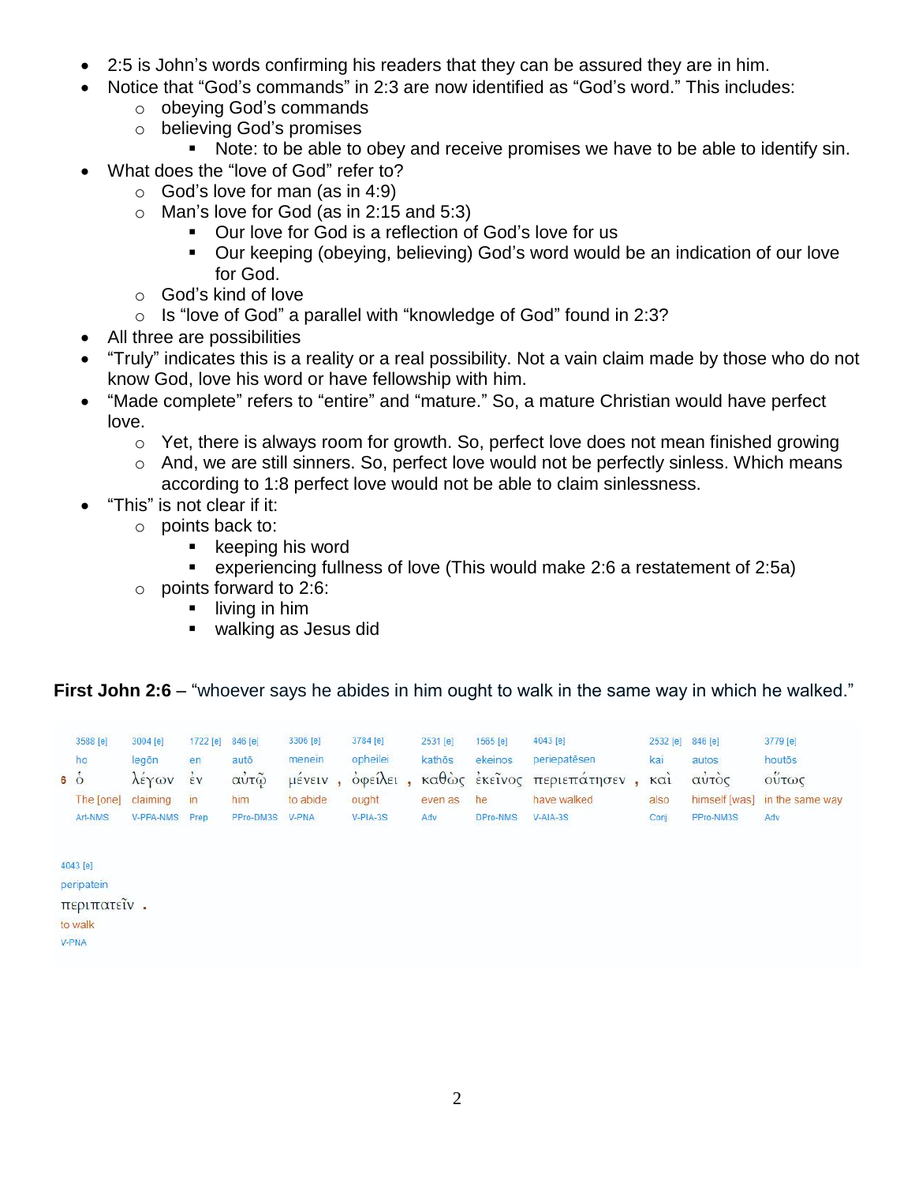- 2:5 is John's words confirming his readers that they can be assured they are in him.
- Notice that "God's commands" in 2:3 are now identified as "God's word." This includes:
  - obeying God's commands
  - believing God's promises
    - Note: to be able to obey and receive promises we have to be able to identify sin.
- What does the "love of God" refer to?
  - God's love for man (as in 4:9)
  - Man's love for God (as in 2:15 and 5:3)
    - Our love for God is a reflection of God's love for us
    - Our keeping (obeying, believing) God's word would be an indication of our love for God.
  - God's kind of love
  - Is "love of God" a parallel with "knowledge of God" found in 2:3?
- All three are possibilities
- "Truly" indicates this is a reality or a real possibility. Not a vain claim made by those who do not know God, love his word or have fellowship with him.
- "Made complete" refers to "entire" and "mature." So, a mature Christian would have perfect love.
  - Yet, there is always room for growth. So, perfect love does not mean finished growing
  - And, we are still sinners. So, perfect love would not be perfectly sinless. Which means according to 1:8 perfect love would not be able to claim sinlessness.
- "This" is not clear if it:
  - points back to:
    - keeping his word
    - experiencing fullness of love (This would make 2:6 a restatement of 2:5a)
  - points forward to 2:6:
    - living in him
    - walking as Jesus did

**First John 2:6** – "whoever says he abides in him ought to walk in the same way in which he walked."

| | 3588 [e] | 3004 [e] | 1722 [e] | 846 [e] | 3306 [e] | 3784 [e] | 2531 [e] | 1565 [e] | 4043 [e] | 2532 [e] | 846 [e] | 3779 [e] | 4043 [e] |
|---|---|---|---|---|---|---|---|---|---|---|---|---|---|
| | ho | legōn | en | autō | menein | opheilei | kathōs | ekeinos | periepatēsen | kai | autos | houtōs | peripatein |
| 6 | ὁ | λέγων | ἐν | αὐτῷ | μένειν , | ὀφείλει , | καθὼς | ἐκεῖνος | περιεπάτησεν , | καὶ | αὐτὸς | οὕτως | περιπατεῖν . |
| | The [one] | claiming | in | him | to abide | ought | even as | he | have walked | also | himself [was] | in the same way | to walk |
| | Art-NMS | V-PPA-NMS | Prep | PPro-DM3S | V-PNA | V-PIA-3S | Adv | DPro-NMS | V-AIA-3S | Conj | PPro-NM3S | Adv | V-PNA |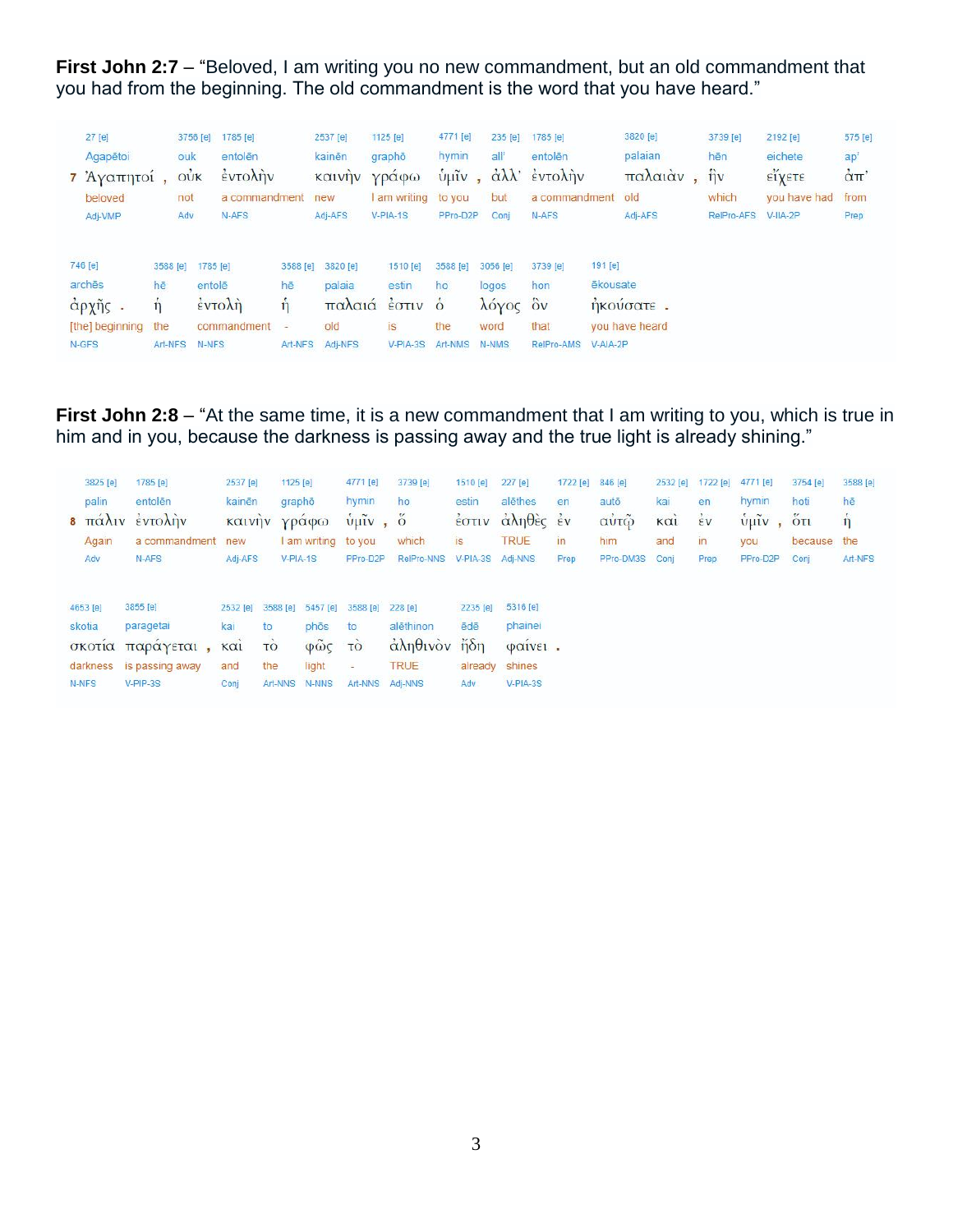**First John 2:7** – "Beloved, I am writing you no new commandment, but an old commandment that you had from the beginning. The old commandment is the word that you have heard."

| | | | | | | | | | | | | |
|---|---|---|---|---|---|---|---|---|---|---|---|---|
| 7 | 27 [e] | 3756 [e] | 1785 [e] | 2537 [e] | 1125 [e] | 4771 [e] | 235 [e] | 1785 [e] | 3820 [e] | 3739 [e] | 2192 [e] | 575 [e] |
| | Agapētoi | ouk | entolēn | kainēn | graphō | hymin | all' | entolēn | palaian | hēn | eichete | ap' |
| | Ἀγαπητοί , | οὐκ | ἐντολὴν | καινὴν | γράφω | ὑμῖν , | ἀλλ' | ἐντολὴν | παλαιὰν , | ἣν | εἴχετε | ἀπ' |
| | beloved | not | a commandment | new | I am writing | to you | but | a commandment | old | which | you have had | from |
| | Adj-VMP | Adv | N-AFS | Adj-AFS | V-PIA-1S | PPro-D2P | Conj | N-AFS | Adj-AFS | RelPro-AFS | V-IIA-2P | Prep |

| | | | | | | | | | |
|---|---|---|---|---|---|---|---|---|---|
| 746 [e] | 3588 [e] | 1785 [e] | 3588 [e] | 3820 [e] | 1510 [e] | 3588 [e] | 3056 [e] | 3739 [e] | 191 [e] |
| archēs | hē | entolē | hē | palaia | estin | ho | logos | hon | ēkousate |
| ἀρχῆς . | ἡ | ἐντολὴ | ἡ | παλαιά | ἐστιν | ὁ | λόγος | ὃν | ἠκούσατε . |
| [the] beginning | the | commandment | - | old | is | the | word | that | you have heard |
| N-GFS | Art-NFS | N-NFS | Art-NFS | Adj-NFS | V-PIA-3S | Art-NMS | N-NMS | RelPro-AMS | V-AIA-2P |

**First John 2:8** – "At the same time, it is a new commandment that I am writing to you, which is true in him and in you, because the darkness is passing away and the true light is already shining."

| | | | | | | | | | | | | | | | |
|---|---|---|---|---|---|---|---|---|---|---|---|---|---|---|---|
| 8 | 3825 [e] | 1785 [e] | 2537 [e] | 1125 [e] | 4771 [e] | 3739 [e] | 1510 [e] | 227 [e] | 1722 [e] | 846 [e] | 2532 [e] | 1722 [e] | 4771 [e] | 3754 [e] | 3588 [e] |
| | palin | entolēn | kainēn | graphō | hymin | ho | estin | alēthes | en | autō | kai | en | hymin | hoti | hē |
| | πάλιν | ἐντολὴν | καινὴν | γράφω | ὑμῖν , | ὅ | ἐστιν | ἀληθὲς | ἐν | αὐτῷ | καὶ | ἐν | ὑμῖν , | ὅτι | ἡ |
| | Again | a commandment | new | I am writing | to you | which | is | TRUE | in | him | and | in | you | because | the |
| | Adv | N-AFS | Adj-AFS | V-PIA-1S | PPro-D2P | RelPro-NNS | V-PIA-3S | Adj-NNS | Prep | PPro-DM3S | Conj | Prep | PPro-D2P | Conj | Art-NFS |

| | | | | | | | | |
|---|---|---|---|---|---|---|---|---|
| 4653 [e] | 3855 [e] | 2532 [e] | 3588 [e] | 5457 [e] | 3588 [e] | 228 [e] | 2235 [e] | 5316 [e] |
| skotia | paragetai | kai | to | phōs | to | alēthinon | ēdē | phainei |
| σκοτία | παράγεται , | καὶ | τὸ | φῶς | τὸ | ἀληθινὸν | ἤδη | φαίνει . |
| darkness | is passing away | and | the | light | - | TRUE | already | shines |
| N-NFS | V-PIP-3S | Conj | Art-NNS | N-NNS | Art-NNS | Adj-NNS | Adv | V-PIA-3S |